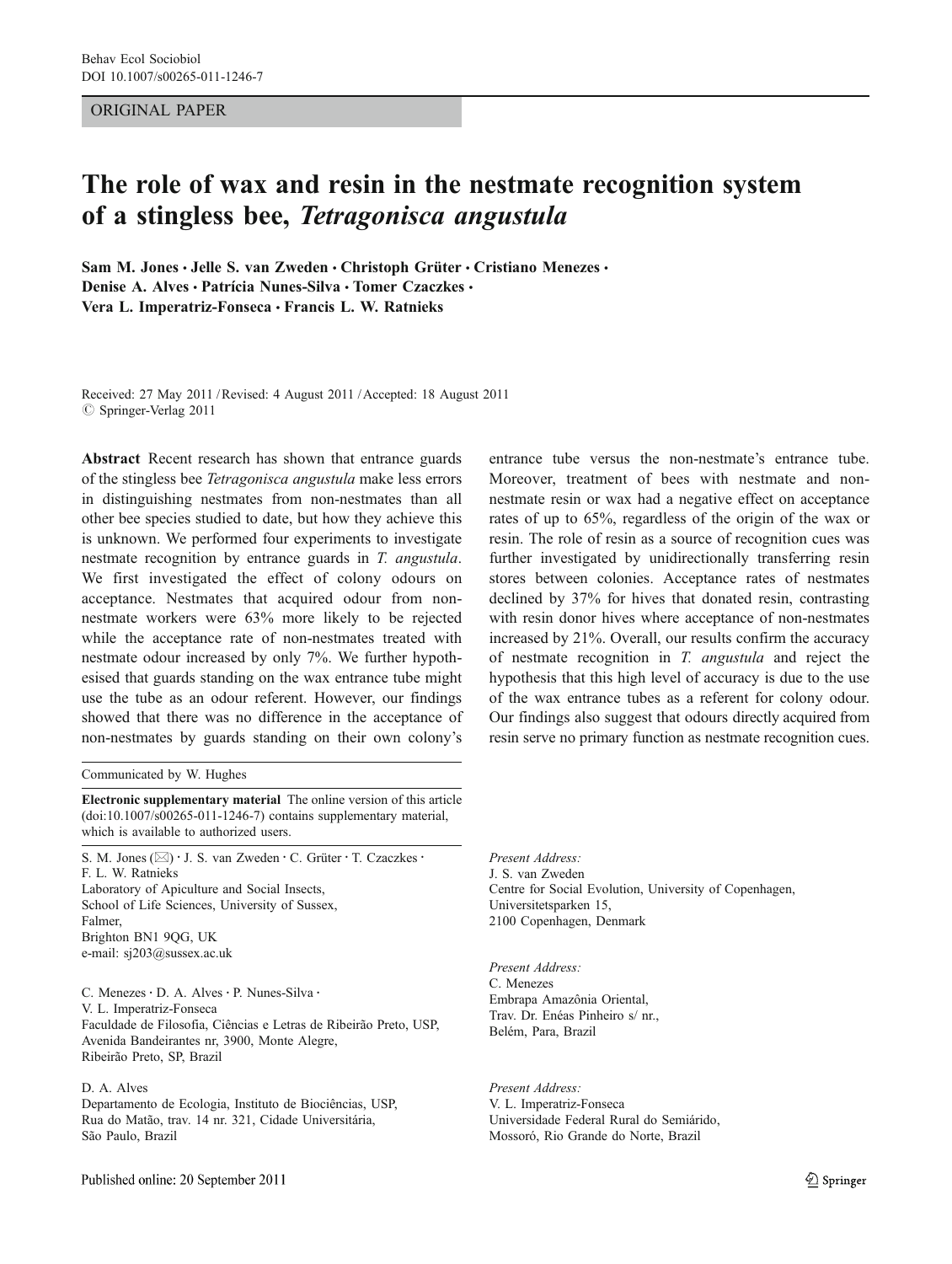ORIGINAL PAPER

# The role of wax and resin in the nestmate recognition system of a stingless bee, *Tetragonisca angustula*

Sam M. Jones · Jelle S. van Zweden · Christoph Grüter · Cristiano Menezes · Denise A. Alves · Patrícia Nunes-Silva · Tomer Czaczkes · Vera L. Imperatriz-Fonseca · Francis L. W. Ratnieks

Received: 27 May 2011 / Revised: 4 August 2011 / Accepted: 18 August 2011
© Springer-Verlag 2011

**Abstract** Recent research has shown that entrance guards of the stingless bee *Tetragonisca angustula* make less errors in distinguishing nestmates from non-nestmates than all other bee species studied to date, but how they achieve this is unknown. We performed four experiments to investigate nestmate recognition by entrance guards in *T. angustula*. We first investigated the effect of colony odours on acceptance. Nestmates that acquired odour from non-nestmate workers were 63% more likely to be rejected while the acceptance rate of non-nestmates treated with nestmate odour increased by only 7%. We further hypothesised that guards standing on the wax entrance tube might use the tube as an odour referent. However, our findings showed that there was no difference in the acceptance of non-nestmates by guards standing on their own colony's entrance tube versus the non-nestmate's entrance tube. Moreover, treatment of bees with nestmate and non-nestmate resin or wax had a negative effect on acceptance rates of up to 65%, regardless of the origin of the wax or resin. The role of resin as a source of recognition cues was further investigated by unidirectionally transferring resin stores between colonies. Acceptance rates of nestmates declined by 37% for hives that donated resin, contrasting with resin donor hives where acceptance of non-nestmates increased by 21%. Overall, our results confirm the accuracy of nestmate recognition in *T. angustula* and reject the hypothesis that this high level of accuracy is due to the use of the wax entrance tubes as a referent for colony odour. Our findings also suggest that odours directly acquired from resin serve no primary function as nestmate recognition cues.

Communicated by W. Hughes

**Electronic supplementary material** The online version of this article (doi:10.1007/s00265-011-1246-7) contains supplementary material, which is available to authorized users.

S. M. Jones (✉) · J. S. van Zweden · C. Grüter · T. Czaczkes · F. L. W. Ratnieks
Laboratory of Apiculture and Social Insects, School of Life Sciences, University of Sussex, Falmer, Brighton BN1 9QG, UK
e-mail: sj203@sussex.ac.uk

C. Menezes · D. A. Alves · P. Nunes-Silva · V. L. Imperatriz-Fonseca
Faculdade de Filosofia, Ciências e Letras de Ribeirão Preto, USP, Avenida Bandeirantes nr, 3900, Monte Alegre, Ribeirão Preto, SP, Brazil

D. A. Alves
Departamento de Ecologia, Instituto de Biociências, USP, Rua do Matão, trav. 14 nr. 321, Cidade Universitária, São Paulo, Brazil

Present Address:
J. S. van Zweden
Centre for Social Evolution, University of Copenhagen, Universitetsparken 15, 2100 Copenhagen, Denmark

Present Address:
C. Menezes
Embrapa Amazônia Oriental, Trav. Dr. Enéas Pinheiro s/ nr., Belém, Para, Brazil

Present Address:
V. L. Imperatriz-Fonseca
Universidade Federal Rural do Semiárido, Mossoró, Rio Grande do Norte, Brazil

Published online: 20 September 2011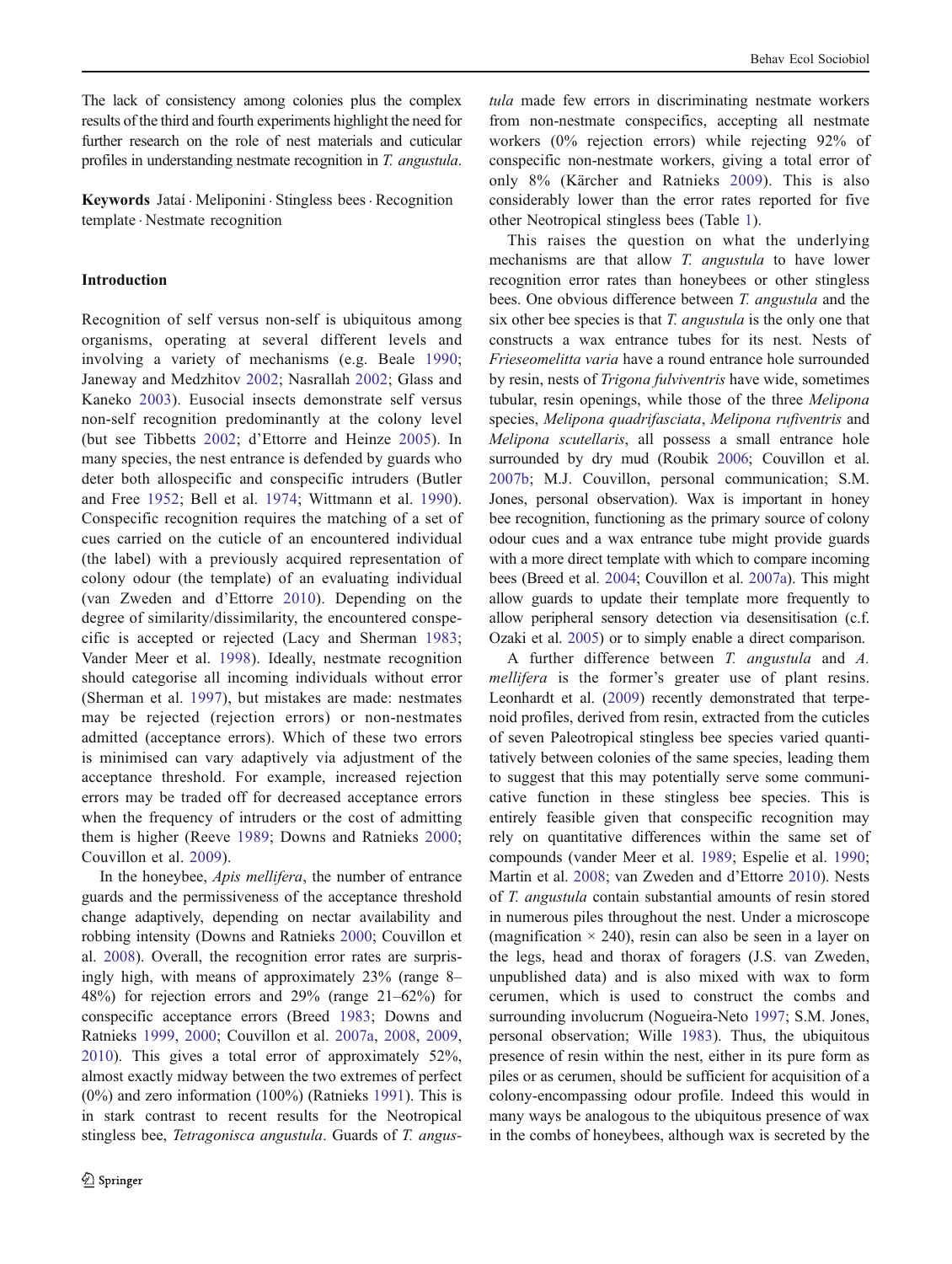The lack of consistency among colonies plus the complex results of the third and fourth experiments highlight the need for further research on the role of nest materials and cuticular profiles in understanding nestmate recognition in *T. angustula*.

**Keywords** Jataí · Meliponini · Stingless bees · Recognition template · Nestmate recognition

## Introduction

Recognition of self versus non-self is ubiquitous among organisms, operating at several different levels and involving a variety of mechanisms (e.g. Beale 1990; Janeway and Medzhitov 2002; Nasrallah 2002; Glass and Kaneko 2003). Eusocial insects demonstrate self versus non-self recognition predominantly at the colony level (but see Tibbetts 2002; d'Ettorre and Heinze 2005). In many species, the nest entrance is defended by guards who deter both allospecific and conspecific intruders (Butler and Free 1952; Bell et al. 1974; Wittmann et al. 1990). Conspecific recognition requires the matching of a set of cues carried on the cuticle of an encountered individual (the label) with a previously acquired representation of colony odour (the template) of an evaluating individual (van Zweden and d'Ettorre 2010). Depending on the degree of similarity/dissimilarity, the encountered conspecific is accepted or rejected (Lacy and Sherman 1983; Vander Meer et al. 1998). Ideally, nestmate recognition should categorise all incoming individuals without error (Sherman et al. 1997), but mistakes are made: nestmates may be rejected (rejection errors) or non-nestmates admitted (acceptance errors). Which of these two errors is minimised can vary adaptively via adjustment of the acceptance threshold. For example, increased rejection errors may be traded off for decreased acceptance errors when the frequency of intruders or the cost of admitting them is higher (Reeve 1989; Downs and Ratnieks 2000; Couvillon et al. 2009).

In the honeybee, *Apis mellifera*, the number of entrance guards and the permissiveness of the acceptance threshold change adaptively, depending on nectar availability and robbing intensity (Downs and Ratnieks 2000; Couvillon et al. 2008). Overall, the recognition error rates are surprisingly high, with means of approximately 23% (range 8–48%) for rejection errors and 29% (range 21–62%) for conspecific acceptance errors (Breed 1983; Downs and Ratnieks 1999, 2000; Couvillon et al. 2007a, 2008, 2009, 2010). This gives a total error of approximately 52%, almost exactly midway between the two extremes of perfect (0%) and zero information (100%) (Ratnieks 1991). This is in stark contrast to recent results for the Neotropical stingless bee, *Tetragonisca angustula*. Guards of *T. angustula* made few errors in discriminating nestmate workers from non-nestmate conspecifics, accepting all nestmate workers (0% rejection errors) while rejecting 92% of conspecific non-nestmate workers, giving a total error of only 8% (Kärcher and Ratnieks 2009). This is also considerably lower than the error rates reported for five other Neotropical stingless bees (Table 1).

This raises the question on what the underlying mechanisms are that allow *T. angustula* to have lower recognition error rates than honeybees or other stingless bees. One obvious difference between *T. angustula* and the six other bee species is that *T. angustula* is the only one that constructs a wax entrance tubes for its nest. Nests of *Frieseomelitta varia* have a round entrance hole surrounded by resin, nests of *Trigona fulviventris* have wide, sometimes tubular, resin openings, while those of the three *Melipona* species, *Melipona quadrifasciata*, *Melipona rufiventris* and *Melipona scutellaris*, all possess a small entrance hole surrounded by dry mud (Roubik 2006; Couvillon et al. 2007b; M.J. Couvillon, personal communication; S.M. Jones, personal observation). Wax is important in honey bee recognition, functioning as the primary source of colony odour cues and a wax entrance tube might provide guards with a more direct template with which to compare incoming bees (Breed et al. 2004; Couvillon et al. 2007a). This might allow guards to update their template more frequently to allow peripheral sensory detection via desensitisation (c.f. Ozaki et al. 2005) or to simply enable a direct comparison.

A further difference between *T. angustula* and *A. mellifera* is the former's greater use of plant resins. Leonhardt et al. (2009) recently demonstrated that terpenoid profiles, derived from resin, extracted from the cuticles of seven Paleotropical stingless bee species varied quantitatively between colonies of the same species, leading them to suggest that this may potentially serve some communicative function in these stingless bee species. This is entirely feasible given that conspecific recognition may rely on quantitative differences within the same set of compounds (vander Meer et al. 1989; Espelie et al. 1990; Martin et al. 2008; van Zweden and d'Ettorre 2010). Nests of *T. angustula* contain substantial amounts of resin stored in numerous piles throughout the nest. Under a microscope (magnification × 240), resin can also be seen in a layer on the legs, head and thorax of foragers (J.S. van Zweden, unpublished data) and is also mixed with wax to form cerumen, which is used to construct the combs and surrounding involucrum (Nogueira-Neto 1997; S.M. Jones, personal observation; Wille 1983). Thus, the ubiquitous presence of resin within the nest, either in its pure form as piles or as cerumen, should be sufficient for acquisition of a colony-encompassing odour profile. Indeed this would in many ways be analogous to the ubiquitous presence of wax in the combs of honeybees, although wax is secreted by the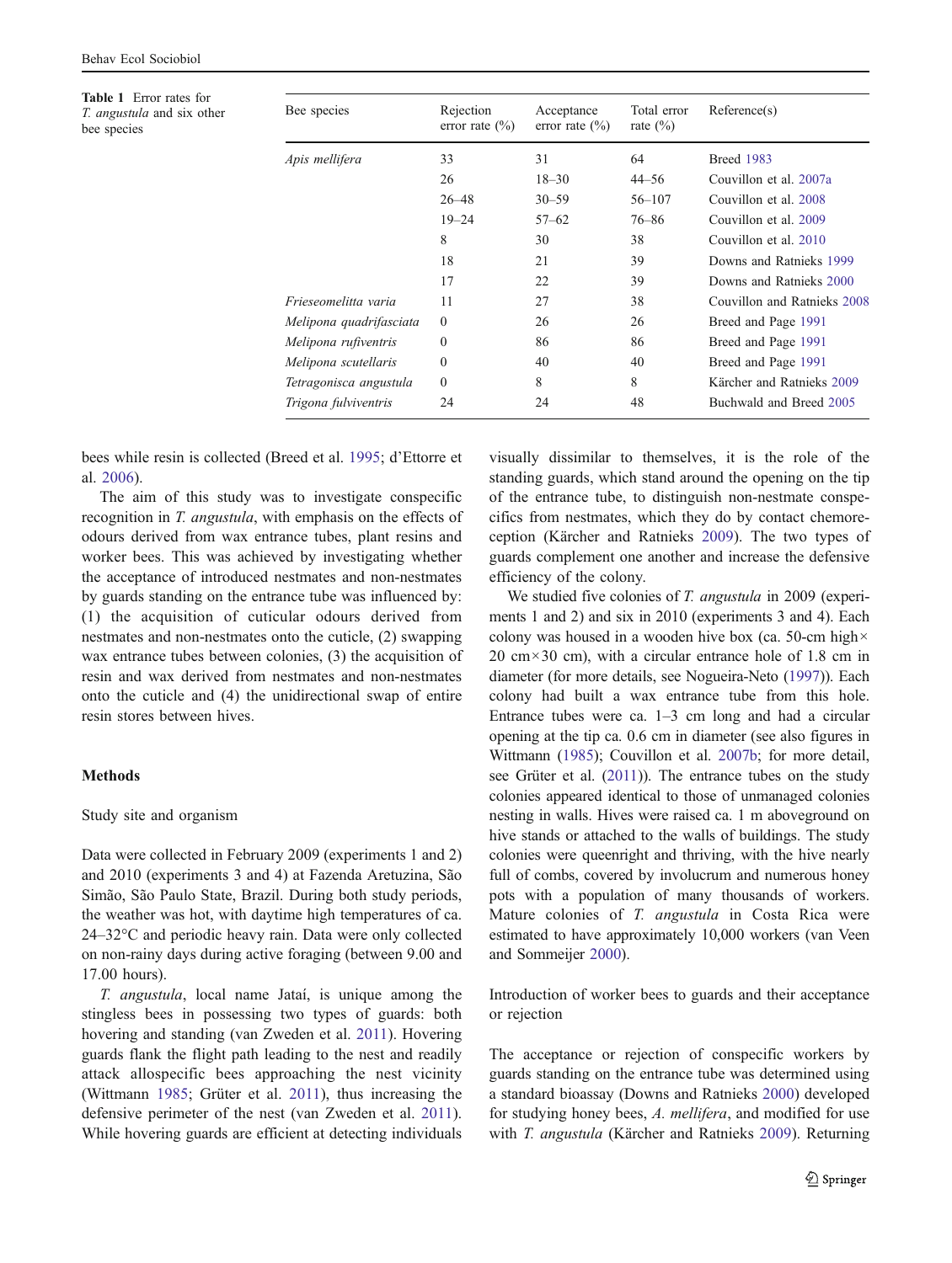**Table 1** Error rates for *T. angustula* and six other bee species

| Bee species | Rejection error rate (%) | Acceptance error rate (%) | Total error rate (%) | Reference(s) |
|---|---|---|---|---|
| *Apis mellifera* | 33 | 31 | 64 | Breed 1983 |
| | 26 | 18–30 | 44–56 | Couvillon et al. 2007a |
| | 26–48 | 30–59 | 56–107 | Couvillon et al. 2008 |
| | 19–24 | 57–62 | 76–86 | Couvillon et al. 2009 |
| | 8 | 30 | 38 | Couvillon et al. 2010 |
| | 18 | 21 | 39 | Downs and Ratnieks 1999 |
| | 17 | 22 | 39 | Downs and Ratnieks 2000 |
| *Frieseomelitta varia* | 11 | 27 | 38 | Couvillon and Ratnieks 2008 |
| *Melipona quadrifasciata* | 0 | 26 | 26 | Breed and Page 1991 |
| *Melipona rufiventris* | 0 | 86 | 86 | Breed and Page 1991 |
| *Melipona scutellaris* | 0 | 40 | 40 | Breed and Page 1991 |
| *Tetragonisca angustula* | 0 | 8 | 8 | Kärcher and Ratnieks 2009 |
| *Trigona fulviventris* | 24 | 24 | 48 | Buchwald and Breed 2005 |

bees while resin is collected (Breed et al. 1995; d'Ettorre et al. 2006).

The aim of this study was to investigate conspecific recognition in *T. angustula*, with emphasis on the effects of odours derived from wax entrance tubes, plant resins and worker bees. This was achieved by investigating whether the acceptance of introduced nestmates and non-nestmates by guards standing on the entrance tube was influenced by: (1) the acquisition of cuticular odours derived from nestmates and non-nestmates onto the cuticle, (2) swapping wax entrance tubes between colonies, (3) the acquisition of resin and wax derived from nestmates and non-nestmates onto the cuticle and (4) the unidirectional swap of entire resin stores between hives.

## Methods

### Study site and organism

Data were collected in February 2009 (experiments 1 and 2) and 2010 (experiments 3 and 4) at Fazenda Aretuzina, São Simão, São Paulo State, Brazil. During both study periods, the weather was hot, with daytime high temperatures of ca. 24–32°C and periodic heavy rain. Data were only collected on non-rainy days during active foraging (between 9.00 and 17.00 hours).

*T. angustula*, local name Jataí, is unique among the stingless bees in possessing two types of guards: both hovering and standing (van Zweden et al. 2011). Hovering guards flank the flight path leading to the nest and readily attack allospecific bees approaching the nest vicinity (Wittmann 1985; Grüter et al. 2011), thus increasing the defensive perimeter of the nest (van Zweden et al. 2011). While hovering guards are efficient at detecting individuals visually dissimilar to themselves, it is the role of the standing guards, which stand around the opening on the tip of the entrance tube, to distinguish non-nestmate conspecifics from nestmates, which they do by contact chemoreception (Kärcher and Ratnieks 2009). The two types of guards complement one another and increase the defensive efficiency of the colony.

We studied five colonies of *T. angustula* in 2009 (experiments 1 and 2) and six in 2010 (experiments 3 and 4). Each colony was housed in a wooden hive box (ca. 50-cm high × 20 cm × 30 cm), with a circular entrance hole of 1.8 cm in diameter (for more details, see Nogueira-Neto (1997)). Each colony had built a wax entrance tube from this hole. Entrance tubes were ca. 1–3 cm long and had a circular opening at the tip ca. 0.6 cm in diameter (see also figures in Wittmann (1985); Couvillon et al. 2007b; for more detail, see Grüter et al. (2011)). The entrance tubes on the study colonies appeared identical to those of unmanaged colonies nesting in walls. Hives were raised ca. 1 m aboveground on hive stands or attached to the walls of buildings. The study colonies were queenright and thriving, with the hive nearly full of combs, covered by involucrum and numerous honey pots with a population of many thousands of workers. Mature colonies of *T. angustula* in Costa Rica were estimated to have approximately 10,000 workers (van Veen and Sommeijer 2000).

### Introduction of worker bees to guards and their acceptance or rejection

The acceptance or rejection of conspecific workers by guards standing on the entrance tube was determined using a standard bioassay (Downs and Ratnieks 2000) developed for studying honey bees, *A. mellifera*, and modified for use with *T. angustula* (Kärcher and Ratnieks 2009). Returning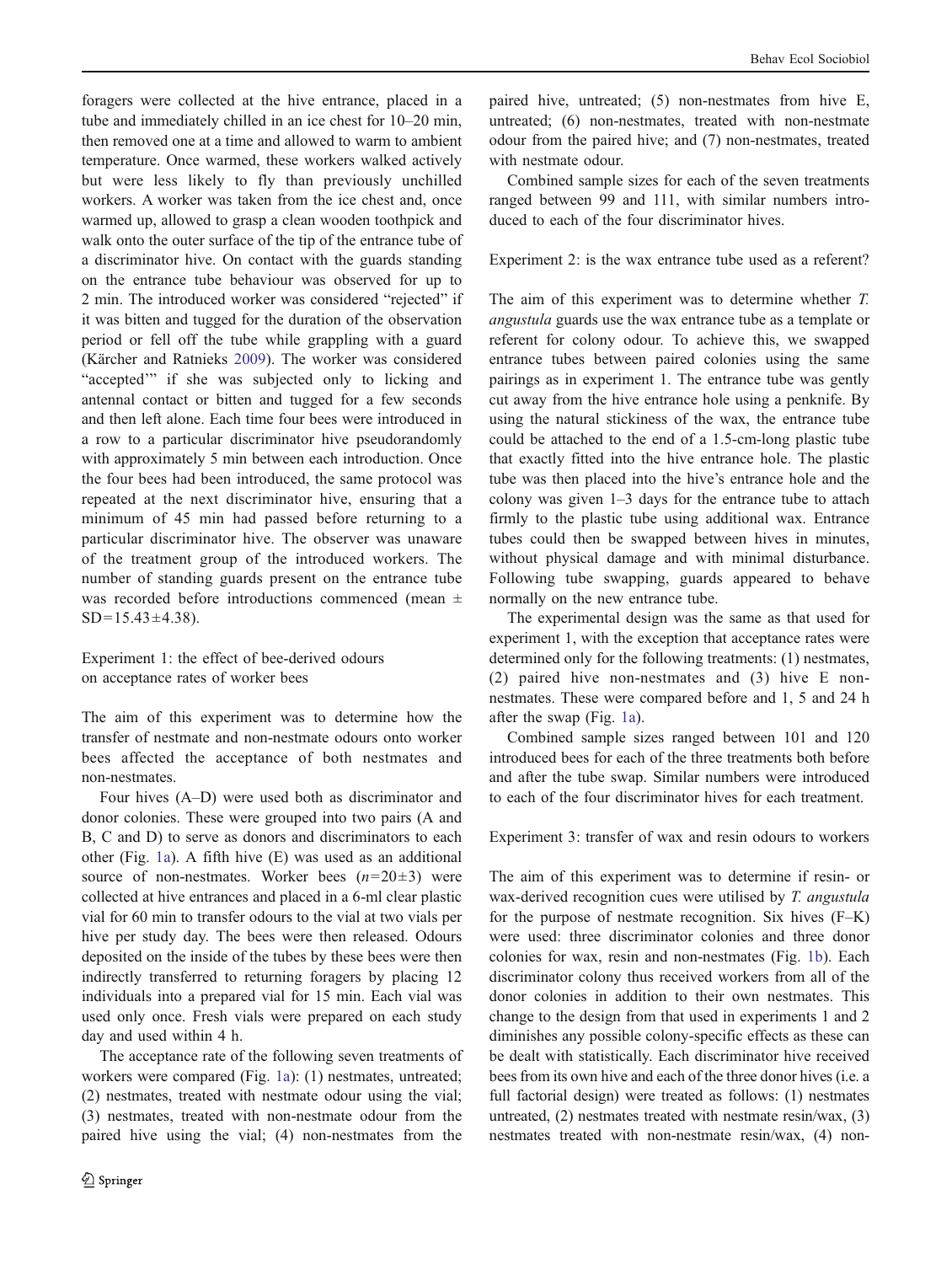foragers were collected at the hive entrance, placed in a tube and immediately chilled in an ice chest for 10–20 min, then removed one at a time and allowed to warm to ambient temperature. Once warmed, these workers walked actively but were less likely to fly than previously unchilled workers. A worker was taken from the ice chest and, once warmed up, allowed to grasp a clean wooden toothpick and walk onto the outer surface of the tip of the entrance tube of a discriminator hive. On contact with the guards standing on the entrance tube behaviour was observed for up to 2 min. The introduced worker was considered "rejected" if it was bitten and tugged for the duration of the observation period or fell off the tube while grappling with a guard (Kärcher and Ratnieks 2009). The worker was considered "accepted'" if she was subjected only to licking and antennal contact or bitten and tugged for a few seconds and then left alone. Each time four bees were introduced in a row to a particular discriminator hive pseudorandomly with approximately 5 min between each introduction. Once the four bees had been introduced, the same protocol was repeated at the next discriminator hive, ensuring that a minimum of 45 min had passed before returning to a particular discriminator hive. The observer was unaware of the treatment group of the introduced workers. The number of standing guards present on the entrance tube was recorded before introductions commenced (mean ± SD=15.43±4.38).

## Experiment 1: the effect of bee-derived odours on acceptance rates of worker bees

The aim of this experiment was to determine how the transfer of nestmate and non-nestmate odours onto worker bees affected the acceptance of both nestmates and non-nestmates.

Four hives (A–D) were used both as discriminator and donor colonies. These were grouped into two pairs (A and B, C and D) to serve as donors and discriminators to each other (Fig. 1a). A fifth hive (E) was used as an additional source of non-nestmates. Worker bees ($n$=20±3) were collected at hive entrances and placed in a 6-ml clear plastic vial for 60 min to transfer odours to the vial at two vials per hive per study day. The bees were then released. Odours deposited on the inside of the tubes by these bees were then indirectly transferred to returning foragers by placing 12 individuals into a prepared vial for 15 min. Each vial was used only once. Fresh vials were prepared on each study day and used within 4 h.

The acceptance rate of the following seven treatments of workers were compared (Fig. 1a): (1) nestmates, untreated; (2) nestmates, treated with nestmate odour using the vial; (3) nestmates, treated with non-nestmate odour from the paired hive using the vial; (4) non-nestmates from the paired hive, untreated; (5) non-nestmates from hive E, untreated; (6) non-nestmates, treated with non-nestmate odour from the paired hive; and (7) non-nestmates, treated with nestmate odour.

Combined sample sizes for each of the seven treatments ranged between 99 and 111, with similar numbers introduced to each of the four discriminator hives.

## Experiment 2: is the wax entrance tube used as a referent?

The aim of this experiment was to determine whether *T. angustula* guards use the wax entrance tube as a template or referent for colony odour. To achieve this, we swapped entrance tubes between paired colonies using the same pairings as in experiment 1. The entrance tube was gently cut away from the hive entrance hole using a penknife. By using the natural stickiness of the wax, the entrance tube could be attached to the end of a 1.5-cm-long plastic tube that exactly fitted into the hive entrance hole. The plastic tube was then placed into the hive's entrance hole and the colony was given 1–3 days for the entrance tube to attach firmly to the plastic tube using additional wax. Entrance tubes could then be swapped between hives in minutes, without physical damage and with minimal disturbance. Following tube swapping, guards appeared to behave normally on the new entrance tube.

The experimental design was the same as that used for experiment 1, with the exception that acceptance rates were determined only for the following treatments: (1) nestmates, (2) paired hive non-nestmates and (3) hive E non-nestmates. These were compared before and 1, 5 and 24 h after the swap (Fig. 1a).

Combined sample sizes ranged between 101 and 120 introduced bees for each of the three treatments both before and after the tube swap. Similar numbers were introduced to each of the four discriminator hives for each treatment.

## Experiment 3: transfer of wax and resin odours to workers

The aim of this experiment was to determine if resin- or wax-derived recognition cues were utilised by *T. angustula* for the purpose of nestmate recognition. Six hives (F–K) were used: three discriminator colonies and three donor colonies for wax, resin and non-nestmates (Fig. 1b). Each discriminator colony thus received workers from all of the donor colonies in addition to their own nestmates. This change to the design from that used in experiments 1 and 2 diminishes any possible colony-specific effects as these can be dealt with statistically. Each discriminator hive received bees from its own hive and each of the three donor hives (i.e. a full factorial design) were treated as follows: (1) nestmates untreated, (2) nestmates treated with nestmate resin/wax, (3) nestmates treated with non-nestmate resin/wax, (4) non-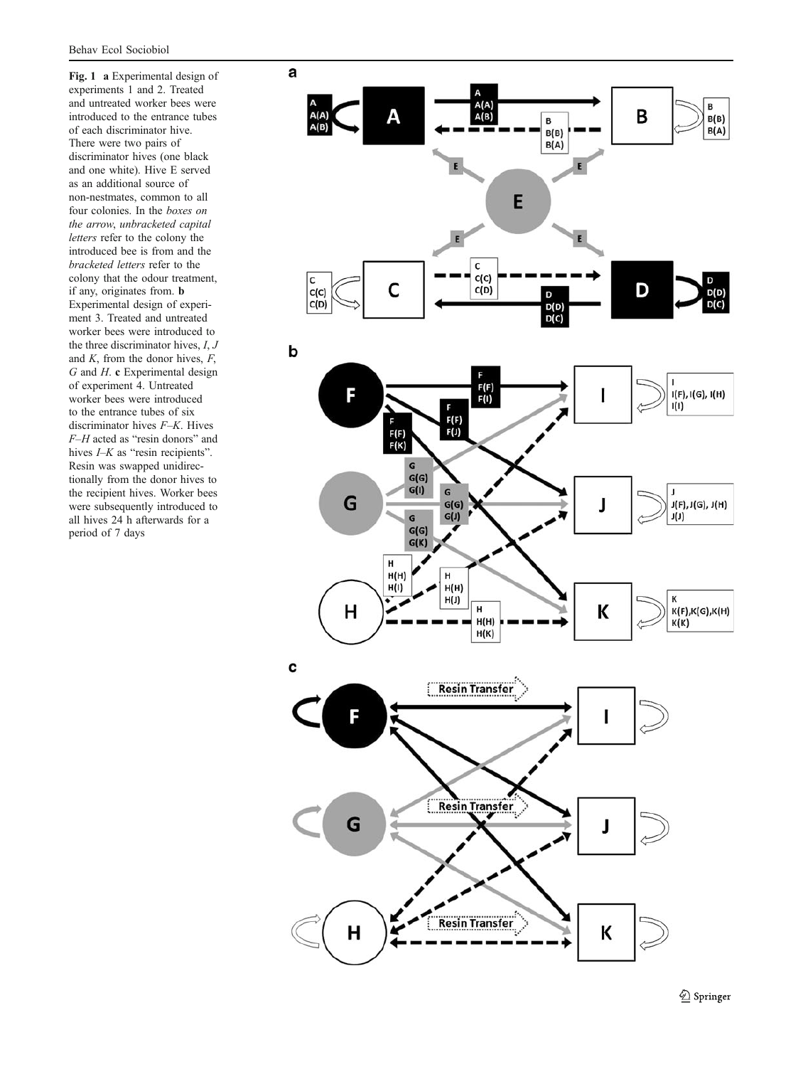**Fig. 1** **a** Experimental design of experiments 1 and 2. Treated and untreated worker bees were introduced to the entrance tubes of each discriminator hive. There were two pairs of discriminator hives (one black and one white). Hive E served as an additional source of non-nestmates, common to all four colonies. In the *boxes on the arrow*, *unbracketed capital letters* refer to the colony the introduced bee is from and the *bracketed letters* refer to the colony that the odour treatment, if any, originates from. **b** Experimental design of experiment 3. Treated and untreated worker bees were introduced to the three discriminator hives, *I*, *J* and *K*, from the donor hives, *F*, *G* and *H*. **c** Experimental design of experiment 4. Untreated worker bees were introduced to the entrance tubes of six discriminator hives *F*–*K*. Hives *F*–*H* acted as "resin donors" and hives *I*–*K* as "resin recipients". Resin was swapped unidirectionally from the donor hives to the recipient hives. Worker bees were subsequently introduced to all hives 24 h afterwards for a period of 7 days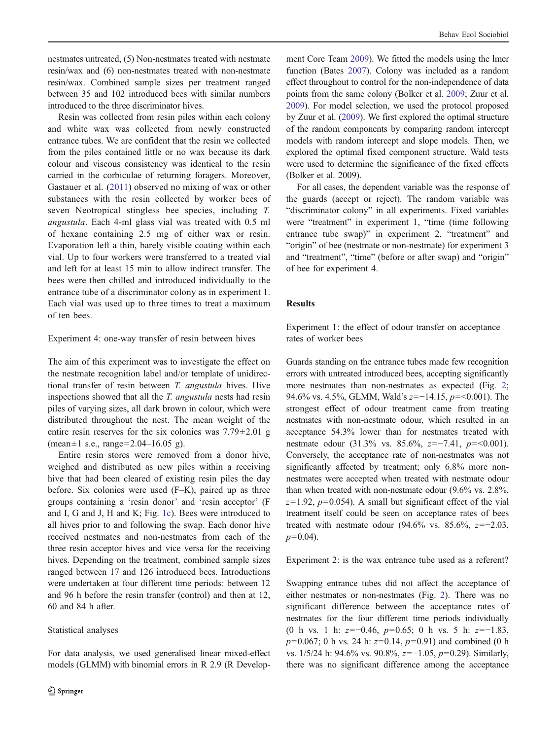nestmates untreated, (5) Non-nestmates treated with nestmate resin/wax and (6) non-nestmates treated with non-nestmate resin/wax. Combined sample sizes per treatment ranged between 35 and 102 introduced bees with similar numbers introduced to the three discriminator hives.

Resin was collected from resin piles within each colony and white wax was collected from newly constructed entrance tubes. We are confident that the resin we collected from the piles contained little or no wax because its dark colour and viscous consistency was identical to the resin carried in the corbiculae of returning foragers. Moreover, Gastauer et al. (2011) observed no mixing of wax or other substances with the resin collected by worker bees of seven Neotropical stingless bee species, including *T. angustula*. Each 4-ml glass vial was treated with 0.5 ml of hexane containing 2.5 mg of either wax or resin. Evaporation left a thin, barely visible coating within each vial. Up to four workers were transferred to a treated vial and left for at least 15 min to allow indirect transfer. The bees were then chilled and introduced individually to the entrance tube of a discriminator colony as in experiment 1. Each vial was used up to three times to treat a maximum of ten bees.

### Experiment 4: one-way transfer of resin between hives

The aim of this experiment was to investigate the effect on the nestmate recognition label and/or template of unidirectional transfer of resin between *T. angustula* hives. Hive inspections showed that all the *T. angustula* nests had resin piles of varying sizes, all dark brown in colour, which were distributed throughout the nest. The mean weight of the entire resin reserves for the six colonies was 7.79±2.01 g (mean±1 s.e., range=2.04–16.05 g).

Entire resin stores were removed from a donor hive, weighed and distributed as new piles within a receiving hive that had been cleared of existing resin piles the day before. Six colonies were used (F–K), paired up as three groups containing a 'resin donor' and 'resin acceptor' (F and I, G and J, H and K; Fig. 1c). Bees were introduced to all hives prior to and following the swap. Each donor hive received nestmates and non-nestmates from each of the three resin acceptor hives and vice versa for the receiving hives. Depending on the treatment, combined sample sizes ranged between 17 and 126 introduced bees. Introductions were undertaken at four different time periods: between 12 and 96 h before the resin transfer (control) and then at 12, 60 and 84 h after.

### Statistical analyses

For data analysis, we used generalised linear mixed-effect models (GLMM) with binomial errors in R 2.9 (R Development Core Team 2009). We fitted the models using the lmer function (Bates 2007). Colony was included as a random effect throughout to control for the non-independence of data points from the same colony (Bolker et al. 2009; Zuur et al. 2009). For model selection, we used the protocol proposed by Zuur et al. (2009). We first explored the optimal structure of the random components by comparing random intercept models with random intercept and slope models. Then, we explored the optimal fixed component structure. Wald tests were used to determine the significance of the fixed effects (Bolker et al. 2009).

For all cases, the dependent variable was the response of the guards (accept or reject). The random variable was "discriminator colony" in all experiments. Fixed variables were "treatment" in experiment 1, "time (time following entrance tube swap)" in experiment 2, "treatment" and "origin" of bee (nestmate or non-nestmate) for experiment 3 and "treatment", "time" (before or after swap) and "origin" of bee for experiment 4.

## Results

### Experiment 1: the effect of odour transfer on acceptance rates of worker bees

Guards standing on the entrance tubes made few recognition errors with untreated introduced bees, accepting significantly more nestmates than non-nestmates as expected (Fig. 2; 94.6% vs. 4.5%, GLMM, Wald's $z=-14.15$, $p=<0.001$). The strongest effect of odour treatment came from treating nestmates with non-nestmate odour, which resulted in an acceptance 54.3% lower than for nestmates treated with nestmate odour (31.3% vs. 85.6%, $z=-7.41$, $p=<0.001$). Conversely, the acceptance rate of non-nestmates was not significantly affected by treatment; only 6.8% more non-nestmates were accepted when treated with nestmate odour than when treated with non-nestmate odour (9.6% vs. 2.8%, $z=1.92$, $p=0.054$). A small but significant effect of the vial treatment itself could be seen on acceptance rates of bees treated with nestmate odour (94.6% vs. 85.6%, $z=-2.03$, $p=0.04$).

### Experiment 2: is the wax entrance tube used as a referent?

Swapping entrance tubes did not affect the acceptance of either nestmates or non-nestmates (Fig. 2). There was no significant difference between the acceptance rates of nestmates for the four different time periods individually (0 h vs. 1 h: $z=-0.46$, $p=0.65$; 0 h vs. 5 h: $z=-1.83$, $p=0.067$; 0 h vs. 24 h: $z=0.14$, $p=0.91$) and combined (0 h vs. 1/5/24 h: 94.6% vs. 90.8%, $z=-1.05$, $p=0.29$). Similarly, there was no significant difference among the acceptance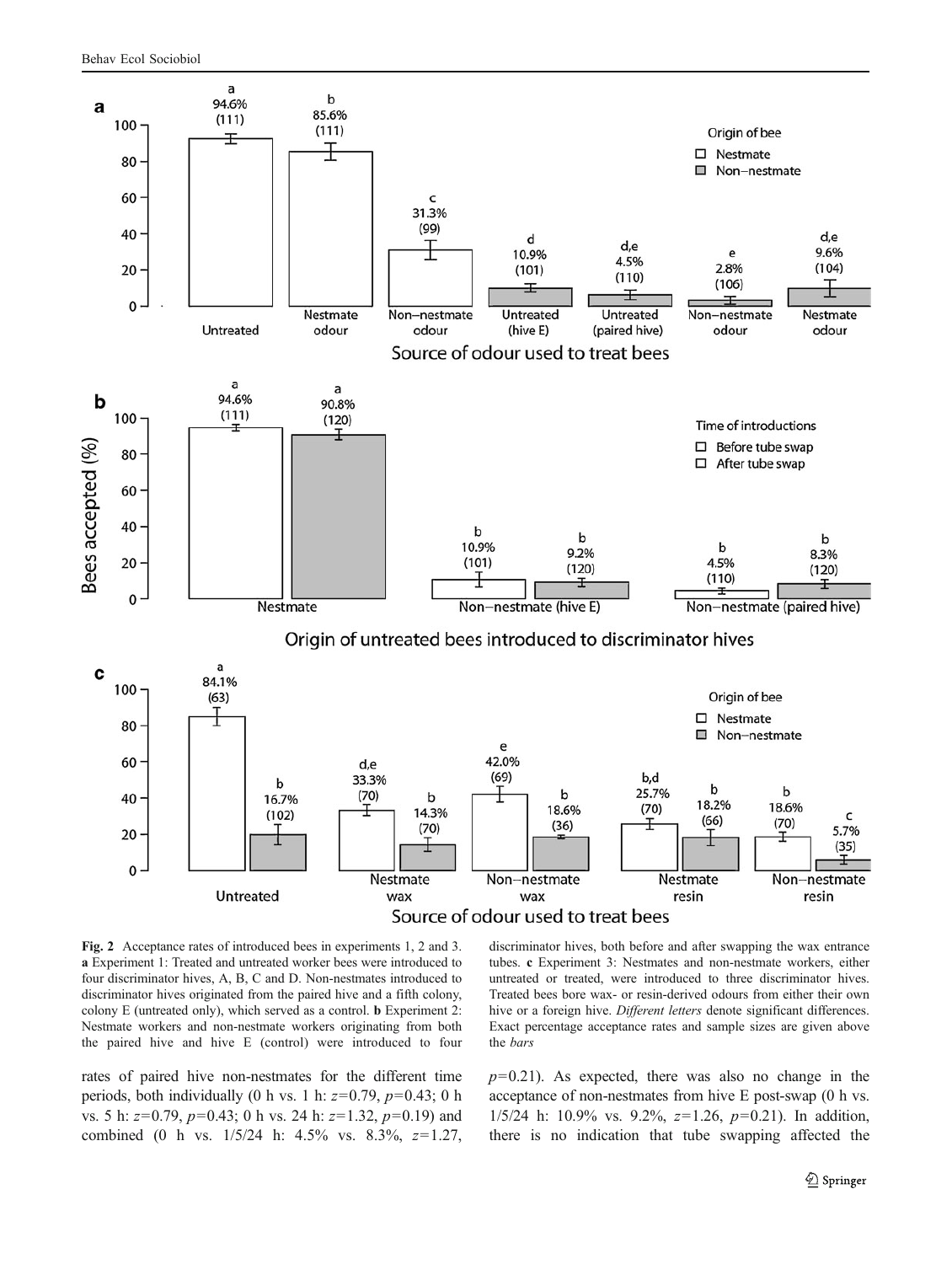**Fig. 2** Acceptance rates of introduced bees in experiments 1, 2 and 3. **a** Experiment 1: Treated and untreated worker bees were introduced to four discriminator hives, A, B, C and D. Non-nestmates introduced to discriminator hives originated from the paired hive and a fifth colony, colony E (untreated only), which served as a control. **b** Experiment 2: Nestmate workers and non-nestmate workers originating from both the paired hive and hive E (control) were introduced to four discriminator hives, both before and after swapping the wax entrance tubes. **c** Experiment 3: Nestmates and non-nestmate workers, either untreated or treated, were introduced to three discriminator hives. Treated bees bore wax- or resin-derived odours from either their own hive or a foreign hive. *Different letters* denote significant differences. Exact percentage acceptance rates and sample sizes are given above the *bars*

rates of paired hive non-nestmates for the different time periods, both individually (0 h vs. 1 h: $z=0.79$, $p=0.43$; 0 h vs. 5 h: $z=0.79$, $p=0.43$; 0 h vs. 24 h: $z=1.32$, $p=0.19$) and combined (0 h vs. 1/5/24 h: 4.5% vs. 8.3%, $z=1.27$, $p=0.21$). As expected, there was also no change in the acceptance of non-nestmates from hive E post-swap (0 h vs. 1/5/24 h: 10.9% vs. 9.2%, $z=1.26$, $p=0.21$). In addition, there is no indication that tube swapping affected the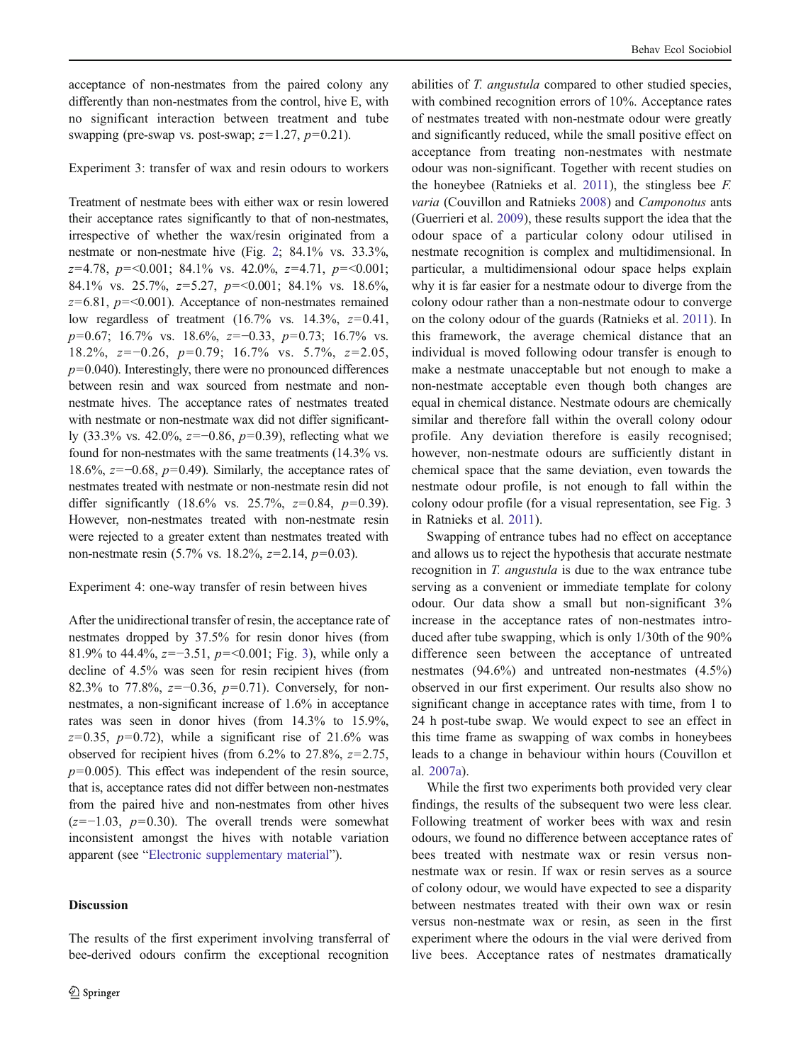acceptance of non-nestmates from the paired colony any differently than non-nestmates from the control, hive E, with no significant interaction between treatment and tube swapping (pre-swap vs. post-swap; $z=1.27$, $p=0.21$).

### Experiment 3: transfer of wax and resin odours to workers

Treatment of nestmate bees with either wax or resin lowered their acceptance rates significantly to that of non-nestmates, irrespective of whether the wax/resin originated from a nestmate or non-nestmate hive (Fig. 2; 84.1% vs. 33.3%, $z=4.78$, $p=<0.001$; 84.1% vs. 42.0%, $z=4.71$, $p=<0.001$; 84.1% vs. 25.7%, $z=5.27$, $p=<0.001$; 84.1% vs. 18.6%, $z=6.81$, $p=<0.001$). Acceptance of non-nestmates remained low regardless of treatment (16.7% vs. 14.3%, $z=0.41$, $p=0.67$; 16.7% vs. 18.6%, $z=-0.33$, $p=0.73$; 16.7% vs. 18.2%, $z=-0.26$, $p=0.79$; 16.7% vs. 5.7%, $z=2.05$, $p=0.040$). Interestingly, there were no pronounced differences between resin and wax sourced from nestmate and non-nestmate hives. The acceptance rates of nestmates treated with nestmate or non-nestmate wax did not differ significantly (33.3% vs. 42.0%, $z=-0.86$, $p=0.39$), reflecting what we found for non-nestmates with the same treatments (14.3% vs. 18.6%, $z=-0.68$, $p=0.49$). Similarly, the acceptance rates of nestmates treated with nestmate or non-nestmate resin did not differ significantly (18.6% vs. 25.7%, $z=0.84$, $p=0.39$). However, non-nestmates treated with non-nestmate resin were rejected to a greater extent than nestmates treated with non-nestmate resin (5.7% vs. 18.2%, $z=2.14$, $p=0.03$).

### Experiment 4: one-way transfer of resin between hives

After the unidirectional transfer of resin, the acceptance rate of nestmates dropped by 37.5% for resin donor hives (from 81.9% to 44.4%, $z=-3.51$, $p=<0.001$; Fig. 3), while only a decline of 4.5% was seen for resin recipient hives (from 82.3% to 77.8%, $z=-0.36$, $p=0.71$). Conversely, for non-nestmates, a non-significant increase of 1.6% in acceptance rates was seen in donor hives (from 14.3% to 15.9%, $z=0.35$, $p=0.72$), while a significant rise of 21.6% was observed for recipient hives (from 6.2% to 27.8%, $z=2.75$, $p=0.005$). This effect was independent of the resin source, that is, acceptance rates did not differ between non-nestmates from the paired hive and non-nestmates from other hives ($z=-1.03$, $p=0.30$). The overall trends were somewhat inconsistent amongst the hives with notable variation apparent (see "Electronic supplementary material").

## Discussion

The results of the first experiment involving transferral of bee-derived odours confirm the exceptional recognition abilities of *T. angustula* compared to other studied species, with combined recognition errors of 10%. Acceptance rates of nestmates treated with non-nestmate odour were greatly and significantly reduced, while the small positive effect on acceptance from treating non-nestmates with nestmate odour was non-significant. Together with recent studies on the honeybee (Ratnieks et al. 2011), the stingless bee *F. varia* (Couvillon and Ratnieks 2008) and *Camponotus* ants (Guerrieri et al. 2009), these results support the idea that the odour space of a particular colony odour utilised in nestmate recognition is complex and multidimensional. In particular, a multidimensional odour space helps explain why it is far easier for a nestmate odour to diverge from the colony odour rather than a non-nestmate odour to converge on the colony odour of the guards (Ratnieks et al. 2011). In this framework, the average chemical distance that an individual is moved following odour transfer is enough to make a nestmate unacceptable but not enough to make a non-nestmate acceptable even though both changes are equal in chemical distance. Nestmate odours are chemically similar and therefore fall within the overall colony odour profile. Any deviation therefore is easily recognised; however, non-nestmate odours are sufficiently distant in chemical space that the same deviation, even towards the nestmate odour profile, is not enough to fall within the colony odour profile (for a visual representation, see Fig. 3 in Ratnieks et al. 2011).

Swapping of entrance tubes had no effect on acceptance and allows us to reject the hypothesis that accurate nestmate recognition in *T. angustula* is due to the wax entrance tube serving as a convenient or immediate template for colony odour. Our data show a small but non-significant 3% increase in the acceptance rates of non-nestmates introduced after tube swapping, which is only 1/30th of the 90% difference seen between the acceptance of untreated nestmates (94.6%) and untreated non-nestmates (4.5%) observed in our first experiment. Our results also show no significant change in acceptance rates with time, from 1 to 24 h post-tube swap. We would expect to see an effect in this time frame as swapping of wax combs in honeybees leads to a change in behaviour within hours (Couvillon et al. 2007a).

While the first two experiments both provided very clear findings, the results of the subsequent two were less clear. Following treatment of worker bees with wax and resin odours, we found no difference between acceptance rates of bees treated with nestmate wax or resin versus non-nestmate wax or resin. If wax or resin serves as a source of colony odour, we would have expected to see a disparity between nestmates treated with their own wax or resin versus non-nestmate wax or resin, as seen in the first experiment where the odours in the vial were derived from live bees. Acceptance rates of nestmates dramatically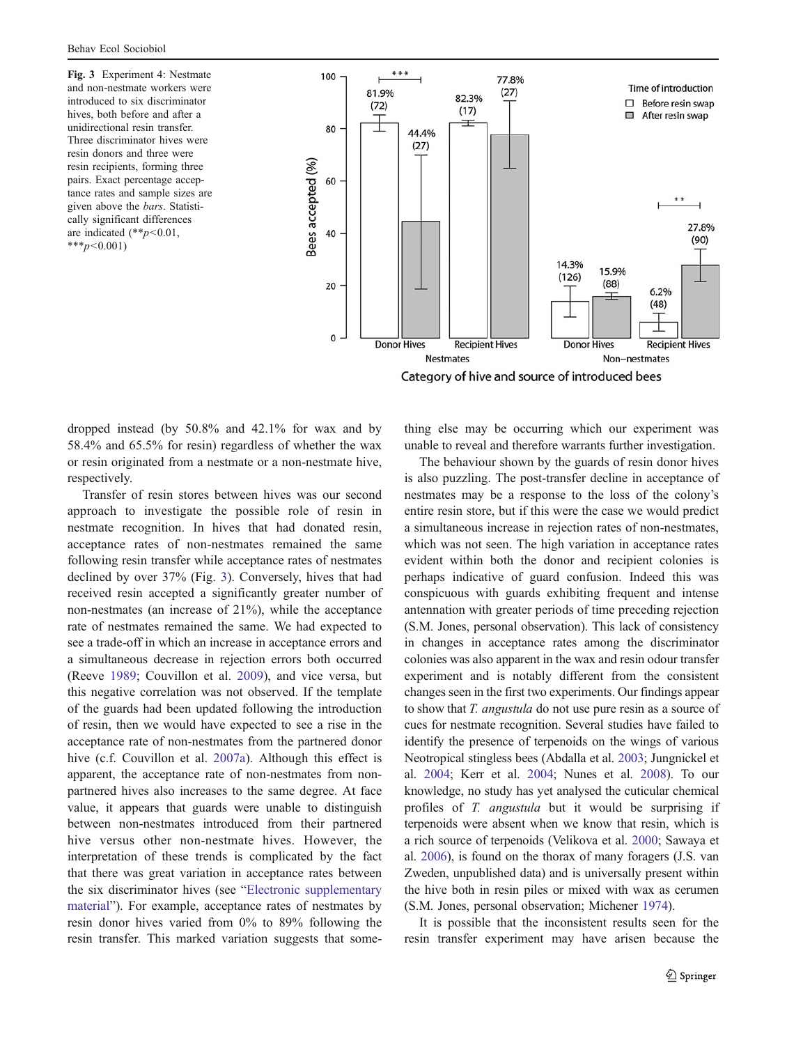**Fig. 3** Experiment 4: Nestmate and non-nestmate workers were introduced to six discriminator hives, both before and after a unidirectional resin transfer. Three discriminator hives were resin donors and three were resin recipients, forming three pairs. Exact percentage acceptance rates and sample sizes are given above the *bars*. Statistically significant differences are indicated (**$p<0.01$, ***$p<0.001$)

dropped instead (by 50.8% and 42.1% for wax and by 58.4% and 65.5% for resin) regardless of whether the wax or resin originated from a nestmate or a non-nestmate hive, respectively.

Transfer of resin stores between hives was our second approach to investigate the possible role of resin in nestmate recognition. In hives that had donated resin, acceptance rates of non-nestmates remained the same following resin transfer while acceptance rates of nestmates declined by over 37% (Fig. 3). Conversely, hives that had received resin accepted a significantly greater number of non-nestmates (an increase of 21%), while the acceptance rate of nestmates remained the same. We had expected to see a trade-off in which an increase in acceptance errors and a simultaneous decrease in rejection errors both occurred (Reeve 1989; Couvillon et al. 2009), and vice versa, but this negative correlation was not observed. If the template of the guards had been updated following the introduction of resin, then we would have expected to see a rise in the acceptance rate of non-nestmates from the partnered donor hive (c.f. Couvillon et al. 2007a). Although this effect is apparent, the acceptance rate of non-nestmates from non-partnered hives also increases to the same degree. At face value, it appears that guards were unable to distinguish between non-nestmates introduced from their partnered hive versus other non-nestmate hives. However, the interpretation of these trends is complicated by the fact that there was great variation in acceptance rates between the six discriminator hives (see "Electronic supplementary material"). For example, acceptance rates of nestmates by resin donor hives varied from 0% to 89% following the resin transfer. This marked variation suggests that something else may be occurring which our experiment was unable to reveal and therefore warrants further investigation.

The behaviour shown by the guards of resin donor hives is also puzzling. The post-transfer decline in acceptance of nestmates may be a response to the loss of the colony's entire resin store, but if this were the case we would predict a simultaneous increase in rejection rates of non-nestmates, which was not seen. The high variation in acceptance rates evident within both the donor and recipient colonies is perhaps indicative of guard confusion. Indeed this was conspicuous with guards exhibiting frequent and intense antennation with greater periods of time preceding rejection (S.M. Jones, personal observation). This lack of consistency in changes in acceptance rates among the discriminator colonies was also apparent in the wax and resin odour transfer experiment and is notably different from the consistent changes seen in the first two experiments. Our findings appear to show that *T. angustula* do not use pure resin as a source of cues for nestmate recognition. Several studies have failed to identify the presence of terpenoids on the wings of various Neotropical stingless bees (Abdalla et al. 2003; Jungnickel et al. 2004; Kerr et al. 2004; Nunes et al. 2008). To our knowledge, no study has yet analysed the cuticular chemical profiles of *T. angustula* but it would be surprising if terpenoids were absent when we know that resin, which is a rich source of terpenoids (Velikova et al. 2000; Sawaya et al. 2006), is found on the thorax of many foragers (J.S. van Zweden, unpublished data) and is universally present within the hive both in resin piles or mixed with wax as cerumen (S.M. Jones, personal observation; Michener 1974).

It is possible that the inconsistent results seen for the resin transfer experiment may have arisen because the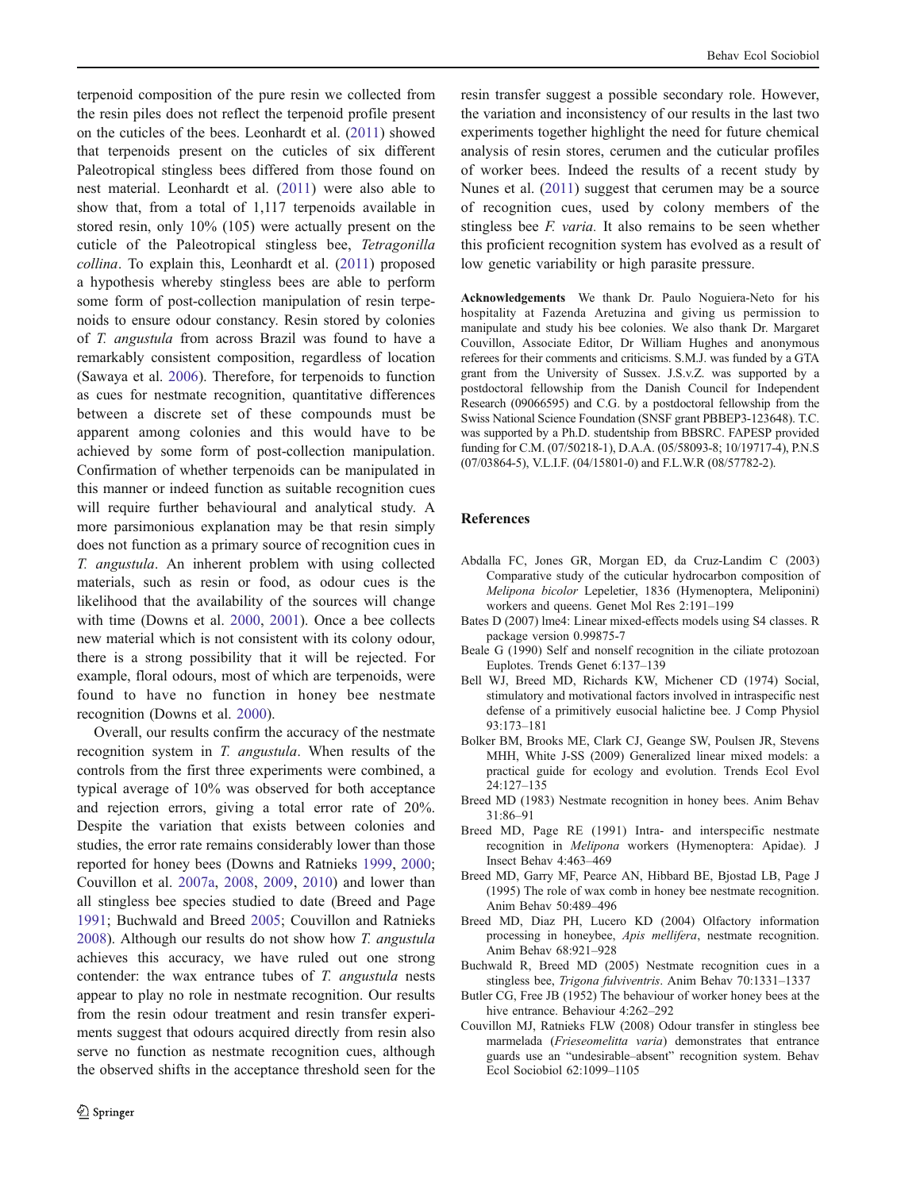terpenoid composition of the pure resin we collected from the resin piles does not reflect the terpenoid profile present on the cuticles of the bees. Leonhardt et al. (2011) showed that terpenoids present on the cuticles of six different Paleotropical stingless bees differed from those found on nest material. Leonhardt et al. (2011) were also able to show that, from a total of 1,117 terpenoids available in stored resin, only 10% (105) were actually present on the cuticle of the Paleotropical stingless bee, *Tetragonilla collina*. To explain this, Leonhardt et al. (2011) proposed a hypothesis whereby stingless bees are able to perform some form of post-collection manipulation of resin terpenoids to ensure odour constancy. Resin stored by colonies of *T. angustula* from across Brazil was found to have a remarkably consistent composition, regardless of location (Sawaya et al. 2006). Therefore, for terpenoids to function as cues for nestmate recognition, quantitative differences between a discrete set of these compounds must be apparent among colonies and this would have to be achieved by some form of post-collection manipulation. Confirmation of whether terpenoids can be manipulated in this manner or indeed function as suitable recognition cues will require further behavioural and analytical study. A more parsimonious explanation may be that resin simply does not function as a primary source of recognition cues in *T. angustula*. An inherent problem with using collected materials, such as resin or food, as odour cues is the likelihood that the availability of the sources will change with time (Downs et al. 2000, 2001). Once a bee collects new material which is not consistent with its colony odour, there is a strong possibility that it will be rejected. For example, floral odours, most of which are terpenoids, were found to have no function in honey bee nestmate recognition (Downs et al. 2000).

Overall, our results confirm the accuracy of the nestmate recognition system in *T. angustula*. When results of the controls from the first three experiments were combined, a typical average of 10% was observed for both acceptance and rejection errors, giving a total error rate of 20%. Despite the variation that exists between colonies and studies, the error rate remains considerably lower than those reported for honey bees (Downs and Ratnieks 1999, 2000; Couvillon et al. 2007a, 2008, 2009, 2010) and lower than all stingless bee species studied to date (Breed and Page 1991; Buchwald and Breed 2005; Couvillon and Ratnieks 2008). Although our results do not show how *T. angustula* achieves this accuracy, we have ruled out one strong contender: the wax entrance tubes of *T. angustula* nests appear to play no role in nestmate recognition. Our results from the resin odour treatment and resin transfer experiments suggest that odours acquired directly from resin also serve no function as nestmate recognition cues, although the observed shifts in the acceptance threshold seen for the resin transfer suggest a possible secondary role. However, the variation and inconsistency of our results in the last two experiments together highlight the need for future chemical analysis of resin stores, cerumen and the cuticular profiles of worker bees. Indeed the results of a recent study by Nunes et al. (2011) suggest that cerumen may be a source of recognition cues, used by colony members of the stingless bee *F. varia*. It also remains to be seen whether this proficient recognition system has evolved as a result of low genetic variability or high parasite pressure.

**Acknowledgements** We thank Dr. Paulo Noguiera-Neto for his hospitality at Fazenda Aretuzina and giving us permission to manipulate and study his bee colonies. We also thank Dr. Margaret Couvillon, Associate Editor, Dr William Hughes and anonymous referees for their comments and criticisms. S.M.J. was funded by a GTA grant from the University of Sussex. J.S.v.Z. was supported by a postdoctoral fellowship from the Danish Council for Independent Research (09066595) and C.G. by a postdoctoral fellowship from the Swiss National Science Foundation (SNSF grant PBBEP3-123648). T.C. was supported by a Ph.D. studentship from BBSRC. FAPESP provided funding for C.M. (07/50218-1), D.A.A. (05/58093-8; 10/19717-4), P.N.S (07/03864-5), V.L.I.F. (04/15801-0) and F.L.W.R (08/57782-2).

## References

Abdalla FC, Jones GR, Morgan ED, da Cruz-Landim C (2003) Comparative study of the cuticular hydrocarbon composition of *Melipona bicolor* Lepeletier, 1836 (Hymenoptera, Meliponini) workers and queens. Genet Mol Res 2:191–199

Bates D (2007) lme4: Linear mixed-effects models using S4 classes. R package version 0.99875-7

Beale G (1990) Self and nonself recognition in the ciliate protozoan Euplotes. Trends Genet 6:137–139

Bell WJ, Breed MD, Richards KW, Michener CD (1974) Social, stimulatory and motivational factors involved in intraspecific nest defense of a primitively eusocial halictine bee. J Comp Physiol 93:173–181

Bolker BM, Brooks ME, Clark CJ, Geange SW, Poulsen JR, Stevens MHH, White J-SS (2009) Generalized linear mixed models: a practical guide for ecology and evolution. Trends Ecol Evol 24:127–135

Breed MD (1983) Nestmate recognition in honey bees. Anim Behav 31:86–91

Breed MD, Page RE (1991) Intra- and interspecific nestmate recognition in *Melipona* workers (Hymenoptera: Apidae). J Insect Behav 4:463–469

Breed MD, Garry MF, Pearce AN, Hibbard BE, Bjostad LB, Page J (1995) The role of wax comb in honey bee nestmate recognition. Anim Behav 50:489–496

Breed MD, Diaz PH, Lucero KD (2004) Olfactory information processing in honeybee, *Apis mellifera*, nestmate recognition. Anim Behav 68:921–928

Buchwald R, Breed MD (2005) Nestmate recognition cues in a stingless bee, *Trigona fulviventris*. Anim Behav 70:1331–1337

Butler CG, Free JB (1952) The behaviour of worker honey bees at the hive entrance. Behaviour 4:262–292

Couvillon MJ, Ratnieks FLW (2008) Odour transfer in stingless bee marmelada (*Frieseomelitta varia*) demonstrates that entrance guards use an "undesirable–absent" recognition system. Behav Ecol Sociobiol 62:1099–1105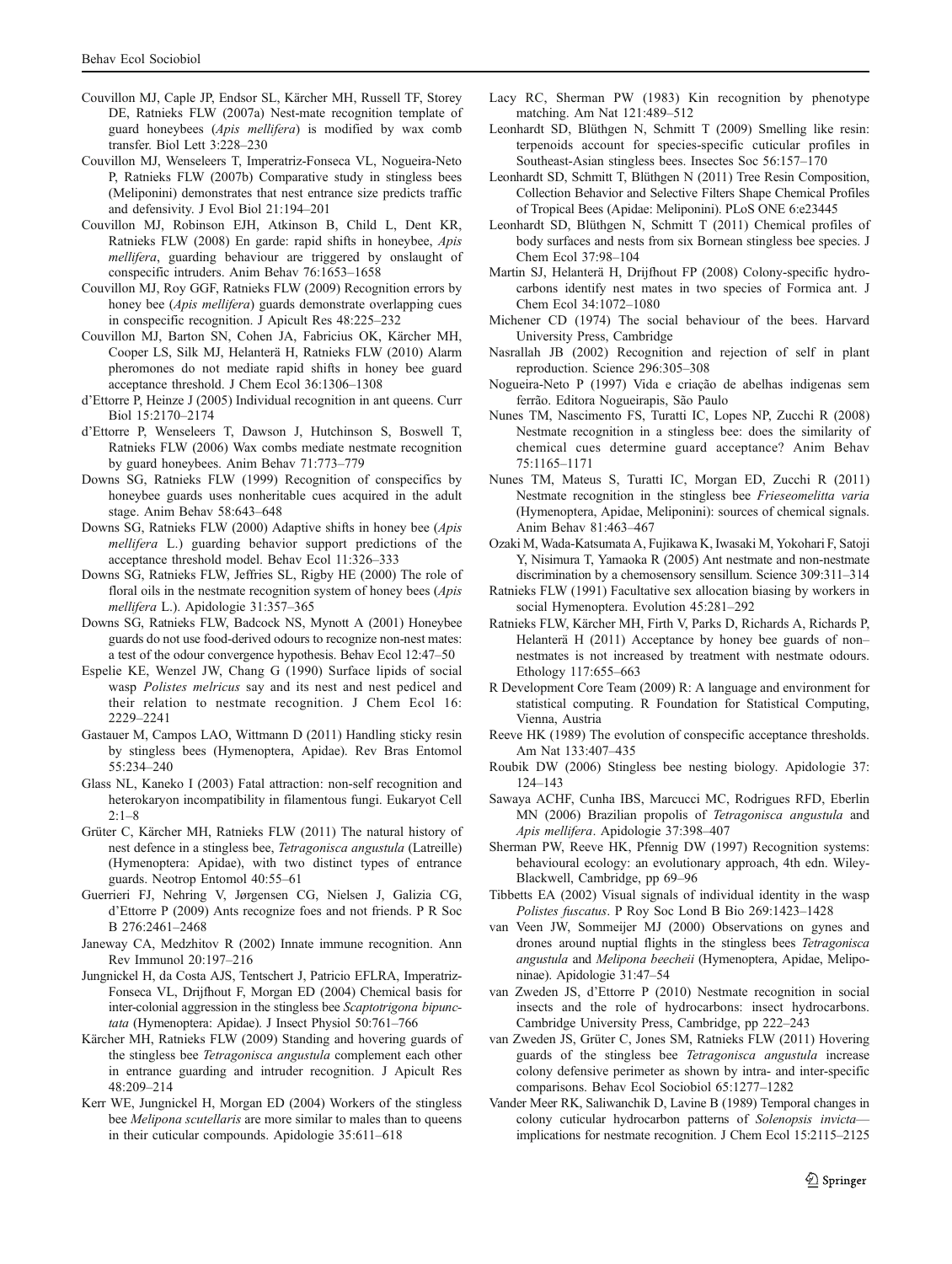Couvillon MJ, Caple JP, Endsor SL, Kärcher MH, Russell TF, Storey DE, Ratnieks FLW (2007a) Nest-mate recognition template of guard honeybees (*Apis mellifera*) is modified by wax comb transfer. Biol Lett 3:228–230

Couvillon MJ, Wenseleers T, Imperatriz-Fonseca VL, Nogueira-Neto P, Ratnieks FLW (2007b) Comparative study in stingless bees (Meliponini) demonstrates that nest entrance size predicts traffic and defensivity. J Evol Biol 21:194–201

Couvillon MJ, Robinson EJH, Atkinson B, Child L, Dent KR, Ratnieks FLW (2008) En garde: rapid shifts in honeybee, *Apis mellifera*, guarding behaviour are triggered by onslaught of conspecific intruders. Anim Behav 76:1653–1658

Couvillon MJ, Roy GGF, Ratnieks FLW (2009) Recognition errors by honey bee (*Apis mellifera*) guards demonstrate overlapping cues in conspecific recognition. J Apicult Res 48:225–232

Couvillon MJ, Barton SN, Cohen JA, Fabricius OK, Kärcher MH, Cooper LS, Silk MJ, Helanterä H, Ratnieks FLW (2010) Alarm pheromones do not mediate rapid shifts in honey bee guard acceptance threshold. J Chem Ecol 36:1306–1308

d'Ettorre P, Heinze J (2005) Individual recognition in ant queens. Curr Biol 15:2170–2174

d'Ettorre P, Wenseleers T, Dawson J, Hutchinson S, Boswell T, Ratnieks FLW (2006) Wax combs mediate nestmate recognition by guard honeybees. Anim Behav 71:773–779

Downs SG, Ratnieks FLW (1999) Recognition of conspecifics by honeybee guards uses nonheritable cues acquired in the adult stage. Anim Behav 58:643–648

Downs SG, Ratnieks FLW (2000) Adaptive shifts in honey bee (*Apis mellifera* L.) guarding behavior support predictions of the acceptance threshold model. Behav Ecol 11:326–333

Downs SG, Ratnieks FLW, Jeffries SL, Rigby HE (2000) The role of floral oils in the nestmate recognition system of honey bees (*Apis mellifera* L.). Apidologie 31:357–365

Downs SG, Ratnieks FLW, Badcock NS, Mynott A (2001) Honeybee guards do not use food-derived odours to recognize non-nest mates: a test of the odour convergence hypothesis. Behav Ecol 12:47–50

Espelie KE, Wenzel JW, Chang G (1990) Surface lipids of social wasp *Polistes melricus* say and its nest and nest pedicel and their relation to nestmate recognition. J Chem Ecol 16: 2229–2241

Gastauer M, Campos LAO, Wittmann D (2011) Handling sticky resin by stingless bees (Hymenoptera, Apidae). Rev Bras Entomol 55:234–240

Glass NL, Kaneko I (2003) Fatal attraction: non-self recognition and heterokaryon incompatibility in filamentous fungi. Eukaryot Cell 2:1–8

Grüter C, Kärcher MH, Ratnieks FLW (2011) The natural history of nest defence in a stingless bee, *Tetragonisca angustula* (Latreille) (Hymenoptera: Apidae), with two distinct types of entrance guards. Neotrop Entomol 40:55–61

Guerrieri FJ, Nehring V, Jørgensen CG, Nielsen J, Galizia CG, d'Ettorre P (2009) Ants recognize foes and not friends. P R Soc B 276:2461–2468

Janeway CA, Medzhitov R (2002) Innate immune recognition. Ann Rev Immunol 20:197–216

Jungnickel H, da Costa AJS, Tentschert J, Patricio EFLRA, Imperatriz-Fonseca VL, Drijfhout F, Morgan ED (2004) Chemical basis for inter-colonial aggression in the stingless bee *Scaptotrigona bipunctata* (Hymenoptera: Apidae). J Insect Physiol 50:761–766

Kärcher MH, Ratnieks FLW (2009) Standing and hovering guards of the stingless bee *Tetragonisca angustula* complement each other in entrance guarding and intruder recognition. J Apicult Res 48:209–214

Kerr WE, Jungnickel H, Morgan ED (2004) Workers of the stingless bee *Melipona scutellaris* are more similar to males than to queens in their cuticular compounds. Apidologie 35:611–618

Lacy RC, Sherman PW (1983) Kin recognition by phenotype matching. Am Nat 121:489–512

Leonhardt SD, Blüthgen N, Schmitt T (2009) Smelling like resin: terpenoids account for species-specific cuticular profiles in Southeast-Asian stingless bees. Insectes Soc 56:157–170

Leonhardt SD, Schmitt T, Blüthgen N (2011) Tree Resin Composition, Collection Behavior and Selective Filters Shape Chemical Profiles of Tropical Bees (Apidae: Meliponini). PLoS ONE 6:e23445

Leonhardt SD, Blüthgen N, Schmitt T (2011) Chemical profiles of body surfaces and nests from six Bornean stingless bee species. J Chem Ecol 37:98–104

Martin SJ, Helanterä H, Drijfhout FP (2008) Colony-specific hydrocarbons identify nest mates in two species of Formica ant. J Chem Ecol 34:1072–1080

Michener CD (1974) The social behaviour of the bees. Harvard University Press, Cambridge

Nasrallah JB (2002) Recognition and rejection of self in plant reproduction. Science 296:305–308

Nogueira-Neto P (1997) Vida e criação de abelhas indigenas sem ferrão. Editora Nogueirapis, São Paulo

Nunes TM, Nascimento FS, Turatti IC, Lopes NP, Zucchi R (2008) Nestmate recognition in a stingless bee: does the similarity of chemical cues determine guard acceptance? Anim Behav 75:1165–1171

Nunes TM, Mateus S, Turatti IC, Morgan ED, Zucchi R (2011) Nestmate recognition in the stingless bee *Frieseomelitta varia* (Hymenoptera, Apidae, Meliponini): sources of chemical signals. Anim Behav 81:463–467

Ozaki M, Wada-Katsumata A, Fujikawa K, Iwasaki M, Yokohari F, Satoji Y, Nisimura T, Yamaoka R (2005) Ant nestmate and non-nestmate discrimination by a chemosensory sensillum. Science 309:311–314

Ratnieks FLW (1991) Facultative sex allocation biasing by workers in social Hymenoptera. Evolution 45:281–292

Ratnieks FLW, Kärcher MH, Firth V, Parks D, Richards A, Richards P, Helanterä H (2011) Acceptance by honey bee guards of non–nestmates is not increased by treatment with nestmate odours. Ethology 117:655–663

R Development Core Team (2009) R: A language and environment for statistical computing. R Foundation for Statistical Computing, Vienna, Austria

Reeve HK (1989) The evolution of conspecific acceptance thresholds. Am Nat 133:407–435

Roubik DW (2006) Stingless bee nesting biology. Apidologie 37: 124–143

Sawaya ACHF, Cunha IBS, Marcucci MC, Rodrigues RFD, Eberlin MN (2006) Brazilian propolis of *Tetragonisca angustula* and *Apis mellifera*. Apidologie 37:398–407

Sherman PW, Reeve HK, Pfennig DW (1997) Recognition systems: behavioural ecology: an evolutionary approach, 4th edn. Wiley-Blackwell, Cambridge, pp 69–96

Tibbetts EA (2002) Visual signals of individual identity in the wasp *Polistes fuscatus*. P Roy Soc Lond B Bio 269:1423–1428

van Veen JW, Sommeijer MJ (2000) Observations on gynes and drones around nuptial flights in the stingless bees *Tetragonisca angustula* and *Melipona beecheii* (Hymenoptera, Apidae, Meliponinae). Apidologie 31:47–54

van Zweden JS, d'Ettorre P (2010) Nestmate recognition in social insects and the role of hydrocarbons: insect hydrocarbons. Cambridge University Press, Cambridge, pp 222–243

van Zweden JS, Grüter C, Jones SM, Ratnieks FLW (2011) Hovering guards of the stingless bee *Tetragonisca angustula* increase colony defensive perimeter as shown by intra- and inter-specific comparisons. Behav Ecol Sociobiol 65:1277–1282

Vander Meer RK, Saliwanchik D, Lavine B (1989) Temporal changes in colony cuticular hydrocarbon patterns of *Solenopsis invicta*—implications for nestmate recognition. J Chem Ecol 15:2115–2125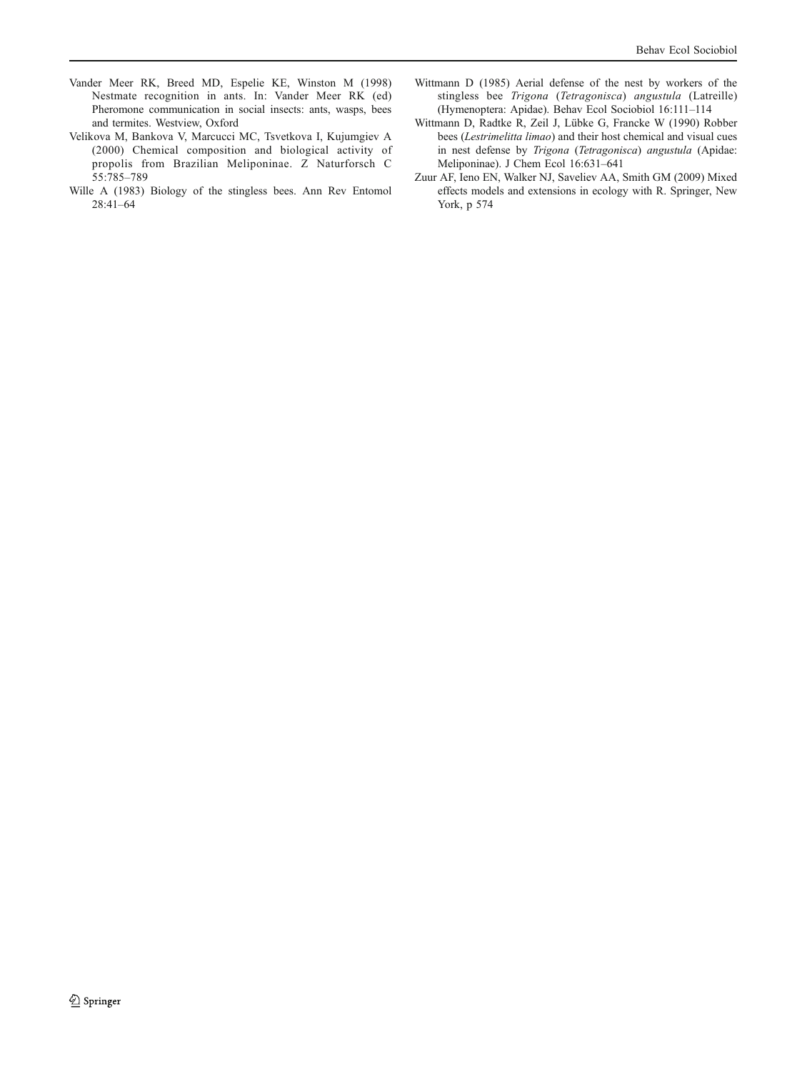Vander Meer RK, Breed MD, Espelie KE, Winston M (1998) Nestmate recognition in ants. In: Vander Meer RK (ed) Pheromone communication in social insects: ants, wasps, bees and termites. Westview, Oxford

Velikova M, Bankova V, Marcucci MC, Tsvetkova I, Kujumgiev A (2000) Chemical composition and biological activity of propolis from Brazilian Meliponinae. Z Naturforsch C 55:785–789

Wille A (1983) Biology of the stingless bees. Ann Rev Entomol 28:41–64

Wittmann D (1985) Aerial defense of the nest by workers of the stingless bee *Trigona* (*Tetragonisca*) *angustula* (Latreille) (Hymenoptera: Apidae). Behav Ecol Sociobiol 16:111–114

Wittmann D, Radtke R, Zeil J, Lübke G, Francke W (1990) Robber bees (*Lestrimelitta limao*) and their host chemical and visual cues in nest defense by *Trigona* (*Tetragonisca*) *angustula* (Apidae: Meliponinae). J Chem Ecol 16:631–641

Zuur AF, Ieno EN, Walker NJ, Saveliev AA, Smith GM (2009) Mixed effects models and extensions in ecology with R. Springer, New York, p 574